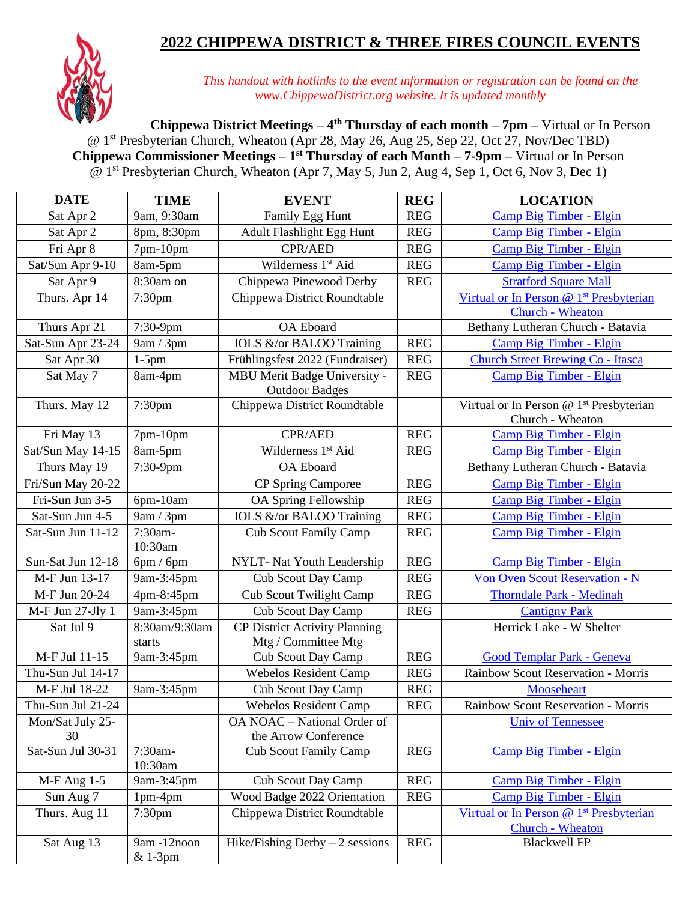# 2022 CHIPPEWA DISTRICT & THREE FIRES COUNCIL EVENTS

*This handout with hotlinks to the event information or registration can be found on the www.ChippewaDistrict.org website. It is updated monthly*

**Chippewa District Meetings – 4th Thursday of each month – 7pm** – Virtual or In Person @ 1st Presbyterian Church, Wheaton (Apr 28, May 26, Aug 25, Sep 22, Oct 27, Nov/Dec TBD)

**Chippewa Commissioner Meetings – 1st Thursday of each Month – 7-9pm** – Virtual or In Person @ 1st Presbyterian Church, Wheaton (Apr 7, May 5, Jun 2, Aug 4, Sep 1, Oct 6, Nov 3, Dec 1)

| DATE | TIME | EVENT | REG | LOCATION |
|---|---|---|---|---|
| Sat Apr 2 | 9am, 9:30am | Family Egg Hunt | REG | Camp Big Timber - Elgin |
| Sat Apr 2 | 8pm, 8:30pm | Adult Flashlight Egg Hunt | REG | Camp Big Timber - Elgin |
| Fri Apr 8 | 7pm-10pm | CPR/AED | REG | Camp Big Timber - Elgin |
| Sat/Sun Apr 9-10 | 8am-5pm | Wilderness 1st Aid | REG | Camp Big Timber - Elgin |
| Sat Apr 9 | 8:30am on | Chippewa Pinewood Derby | REG | Stratford Square Mall |
| Thurs. Apr 14 | 7:30pm | Chippewa District Roundtable | | Virtual or In Person @ 1st Presbyterian Church - Wheaton |
| Thurs Apr 21 | 7:30-9pm | OA Eboard | | Bethany Lutheran Church - Batavia |
| Sat-Sun Apr 23-24 | 9am / 3pm | IOLS &/or BALOO Training | REG | Camp Big Timber - Elgin |
| Sat Apr 30 | 1-5pm | Frühlingsfest 2022 (Fundraiser) | REG | Church Street Brewing Co - Itasca |
| Sat May 7 | 8am-4pm | MBU Merit Badge University - Outdoor Badges | REG | Camp Big Timber - Elgin |
| Thurs. May 12 | 7:30pm | Chippewa District Roundtable | | Virtual or In Person @ 1st Presbyterian Church - Wheaton |
| Fri May 13 | 7pm-10pm | CPR/AED | REG | Camp Big Timber - Elgin |
| Sat/Sun May 14-15 | 8am-5pm | Wilderness 1st Aid | REG | Camp Big Timber - Elgin |
| Thurs May 19 | 7:30-9pm | OA Eboard | | Bethany Lutheran Church - Batavia |
| Fri/Sun May 20-22 | | CP Spring Camporee | REG | Camp Big Timber - Elgin |
| Fri-Sun Jun 3-5 | 6pm-10am | OA Spring Fellowship | REG | Camp Big Timber - Elgin |
| Sat-Sun Jun 4-5 | 9am / 3pm | IOLS &/or BALOO Training | REG | Camp Big Timber - Elgin |
| Sat-Sun Jun 11-12 | 7:30am-10:30am | Cub Scout Family Camp | REG | Camp Big Timber - Elgin |
| Sun-Sat Jun 12-18 | 6pm / 6pm | NYLT- Nat Youth Leadership | REG | Camp Big Timber - Elgin |
| M-F Jun 13-17 | 9am-3:45pm | Cub Scout Day Camp | REG | Von Oven Scout Reservation - N |
| M-F Jun 20-24 | 4pm-8:45pm | Cub Scout Twilight Camp | REG | Thorndale Park - Medinah |
| M-F Jun 27-Jly 1 | 9am-3:45pm | Cub Scout Day Camp | REG | Cantigny Park |
| Sat Jul 9 | 8:30am/9:30am starts | CP District Activity Planning Mtg / Committee Mtg | | Herrick Lake - W Shelter |
| M-F Jul 11-15 | 9am-3:45pm | Cub Scout Day Camp | REG | Good Templar Park - Geneva |
| Thu-Sun Jul 14-17 | | Webelos Resident Camp | REG | Rainbow Scout Reservation - Morris |
| M-F Jul 18-22 | 9am-3:45pm | Cub Scout Day Camp | REG | Mooseheart |
| Thu-Sun Jul 21-24 | | Webelos Resident Camp | REG | Rainbow Scout Reservation - Morris |
| Mon/Sat July 25-30 | | OA NOAC – National Order of the Arrow Conference | | Univ of Tennessee |
| Sat-Sun Jul 30-31 | 7:30am-10:30am | Cub Scout Family Camp | REG | Camp Big Timber - Elgin |
| M-F Aug 1-5 | 9am-3:45pm | Cub Scout Day Camp | REG | Camp Big Timber - Elgin |
| Sun Aug 7 | 1pm-4pm | Wood Badge 2022 Orientation | REG | Camp Big Timber - Elgin |
| Thurs. Aug 11 | 7:30pm | Chippewa District Roundtable | | Virtual or In Person @ 1st Presbyterian Church - Wheaton |
| Sat Aug 13 | 9am -12noon & 1-3pm | Hike/Fishing Derby – 2 sessions | REG | Blackwell FP |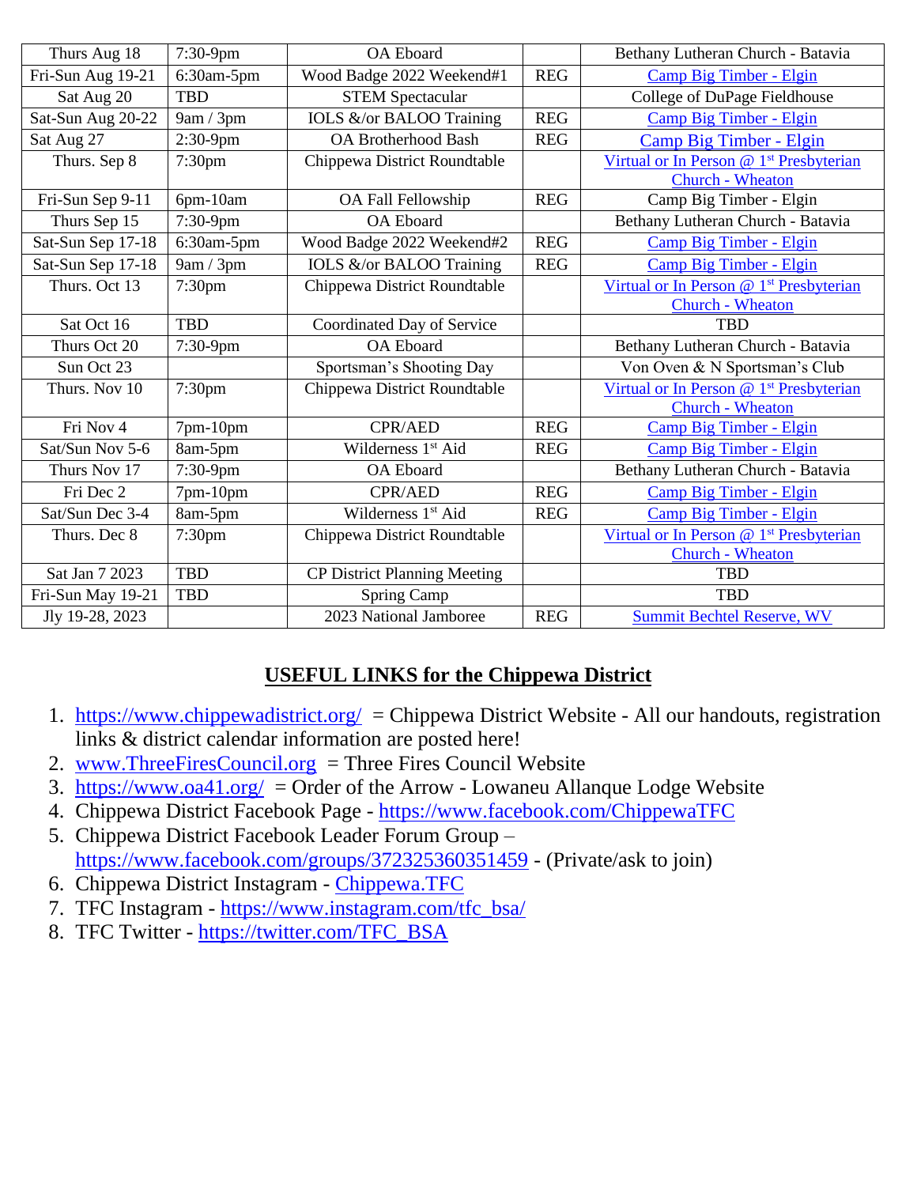| | | | | |
|---|---|---|---|---|
| Thurs Aug 18 | 7:30-9pm | OA Eboard | | Bethany Lutheran Church - Batavia |
| Fri-Sun Aug 19-21 | 6:30am-5pm | Wood Badge 2022 Weekend#1 | REG | Camp Big Timber - Elgin |
| Sat Aug 20 | TBD | STEM Spectacular | | College of DuPage Fieldhouse |
| Sat-Sun Aug 20-22 | 9am / 3pm | IOLS &/or BALOO Training | REG | Camp Big Timber - Elgin |
| Sat Aug 27 | 2:30-9pm | OA Brotherhood Bash | REG | Camp Big Timber - Elgin |
| Thurs. Sep 8 | 7:30pm | Chippewa District Roundtable | | Virtual or In Person @ 1st Presbyterian Church - Wheaton |
| Fri-Sun Sep 9-11 | 6pm-10am | OA Fall Fellowship | REG | Camp Big Timber - Elgin |
| Thurs Sep 15 | 7:30-9pm | OA Eboard | | Bethany Lutheran Church - Batavia |
| Sat-Sun Sep 17-18 | 6:30am-5pm | Wood Badge 2022 Weekend#2 | REG | Camp Big Timber - Elgin |
| Sat-Sun Sep 17-18 | 9am / 3pm | IOLS &/or BALOO Training | REG | Camp Big Timber - Elgin |
| Thurs. Oct 13 | 7:30pm | Chippewa District Roundtable | | Virtual or In Person @ 1st Presbyterian Church - Wheaton |
| Sat Oct 16 | TBD | Coordinated Day of Service | | TBD |
| Thurs Oct 20 | 7:30-9pm | OA Eboard | | Bethany Lutheran Church - Batavia |
| Sun Oct 23 | | Sportsman's Shooting Day | | Von Oven & N Sportsman's Club |
| Thurs. Nov 10 | 7:30pm | Chippewa District Roundtable | | Virtual or In Person @ 1st Presbyterian Church - Wheaton |
| Fri Nov 4 | 7pm-10pm | CPR/AED | REG | Camp Big Timber - Elgin |
| Sat/Sun Nov 5-6 | 8am-5pm | Wilderness 1st Aid | REG | Camp Big Timber - Elgin |
| Thurs Nov 17 | 7:30-9pm | OA Eboard | | Bethany Lutheran Church - Batavia |
| Fri Dec 2 | 7pm-10pm | CPR/AED | REG | Camp Big Timber - Elgin |
| Sat/Sun Dec 3-4 | 8am-5pm | Wilderness 1st Aid | REG | Camp Big Timber - Elgin |
| Thurs. Dec 8 | 7:30pm | Chippewa District Roundtable | | Virtual or In Person @ 1st Presbyterian Church - Wheaton |
| Sat Jan 7 2023 | TBD | CP District Planning Meeting | | TBD |
| Fri-Sun May 19-21 | TBD | Spring Camp | | TBD |
| Jly 19-28, 2023 | | 2023 National Jamboree | REG | Summit Bechtel Reserve, WV |

## USEFUL LINKS for the Chippewa District

1. https://www.chippewadistrict.org/ = Chippewa District Website - All our handouts, registration links & district calendar information are posted here!
2. www.ThreeFiresCouncil.org = Three Fires Council Website
3. https://www.oa41.org/ = Order of the Arrow - Lowaneu Allanque Lodge Website
4. Chippewa District Facebook Page - https://www.facebook.com/ChippewaTFC
5. Chippewa District Facebook Leader Forum Group – https://www.facebook.com/groups/372325360351459 - (Private/ask to join)
6. Chippewa District Instagram - Chippewa.TFC
7. TFC Instagram - https://www.instagram.com/tfc_bsa/
8. TFC Twitter - https://twitter.com/TFC_BSA